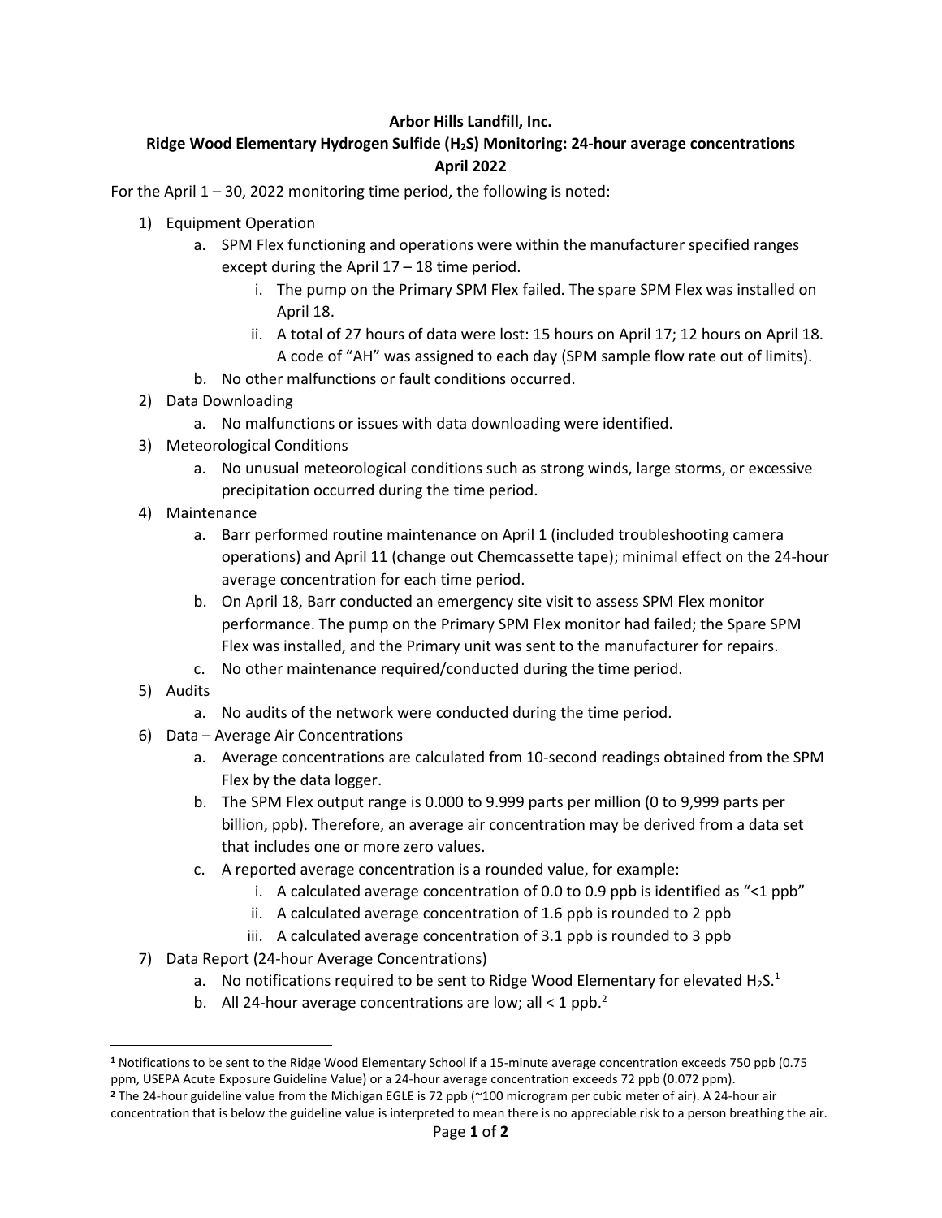**Arbor Hills Landfill, Inc.**

**Ridge Wood Elementary Hydrogen Sulfide ($H_2S$) Monitoring: 24-hour average concentrations**

**April 2022**

For the April 1 – 30, 2022 monitoring time period, the following is noted:

1) Equipment Operation
   a. SPM Flex functioning and operations were within the manufacturer specified ranges except during the April 17 – 18 time period.
      i. The pump on the Primary SPM Flex failed. The spare SPM Flex was installed on April 18.
      ii. A total of 27 hours of data were lost: 15 hours on April 17; 12 hours on April 18. A code of "AH" was assigned to each day (SPM sample flow rate out of limits).
   b. No other malfunctions or fault conditions occurred.
2) Data Downloading
   a. No malfunctions or issues with data downloading were identified.
3) Meteorological Conditions
   a. No unusual meteorological conditions such as strong winds, large storms, or excessive precipitation occurred during the time period.
4) Maintenance
   a. Barr performed routine maintenance on April 1 (included troubleshooting camera operations) and April 11 (change out Chemcassette tape); minimal effect on the 24-hour average concentration for each time period.
   b. On April 18, Barr conducted an emergency site visit to assess SPM Flex monitor performance. The pump on the Primary SPM Flex monitor had failed; the Spare SPM Flex was installed, and the Primary unit was sent to the manufacturer for repairs.
   c. No other maintenance required/conducted during the time period.
5) Audits
   a. No audits of the network were conducted during the time period.
6) Data – Average Air Concentrations
   a. Average concentrations are calculated from 10-second readings obtained from the SPM Flex by the data logger.
   b. The SPM Flex output range is 0.000 to 9.999 parts per million (0 to 9,999 parts per billion, ppb). Therefore, an average air concentration may be derived from a data set that includes one or more zero values.
   c. A reported average concentration is a rounded value, for example:
      i. A calculated average concentration of 0.0 to 0.9 ppb is identified as "<1 ppb"
      ii. A calculated average concentration of 1.6 ppb is rounded to 2 ppb
      iii. A calculated average concentration of 3.1 ppb is rounded to 3 ppb
7) Data Report (24-hour Average Concentrations)
   a. No notifications required to be sent to Ridge Wood Elementary for elevated $H_2S$.[1]
   b. All 24-hour average concentrations are low; all < 1 ppb.[2]

---

[1] Notifications to be sent to the Ridge Wood Elementary School if a 15-minute average concentration exceeds 750 ppb (0.75 ppm, USEPA Acute Exposure Guideline Value) or a 24-hour average concentration exceeds 72 ppb (0.072 ppm).

[2] The 24-hour guideline value from the Michigan EGLE is 72 ppb (~100 microgram per cubic meter of air). A 24-hour air concentration that is below the guideline value is interpreted to mean there is no appreciable risk to a person breathing the air.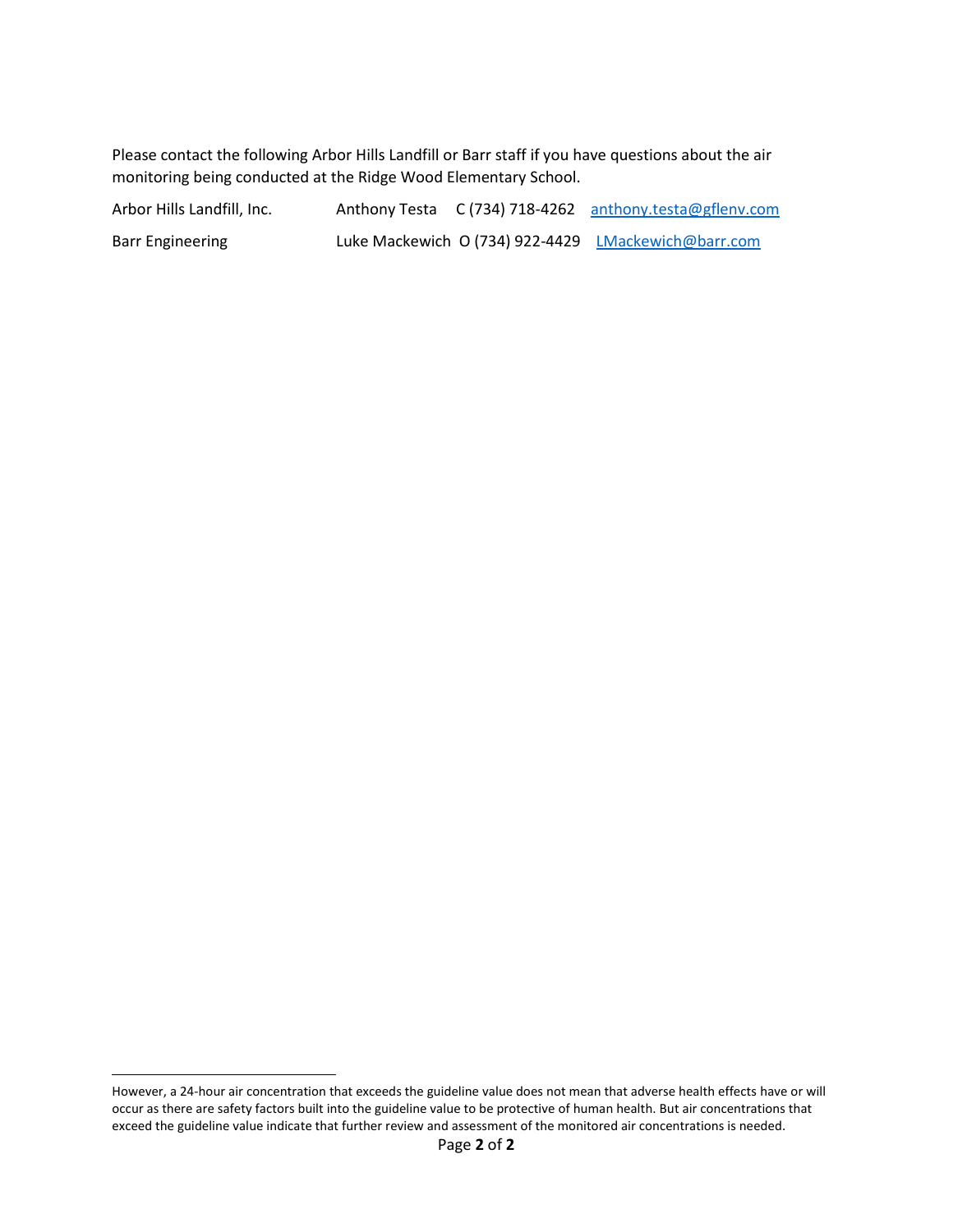Please contact the following Arbor Hills Landfill or Barr staff if you have questions about the air monitoring being conducted at the Ridge Wood Elementary School.

| | | | |
|---|---|---|---|
| Arbor Hills Landfill, Inc. | Anthony Testa | C (734) 718-4262 | anthony.testa@gflenv.com |
| Barr Engineering | Luke Mackewich | O (734) 922-4429 | LMackewich@barr.com |

---

However, a 24-hour air concentration that exceeds the guideline value does not mean that adverse health effects have or will occur as there are safety factors built into the guideline value to be protective of human health. But air concentrations that exceed the guideline value indicate that further review and assessment of the monitored air concentrations is needed.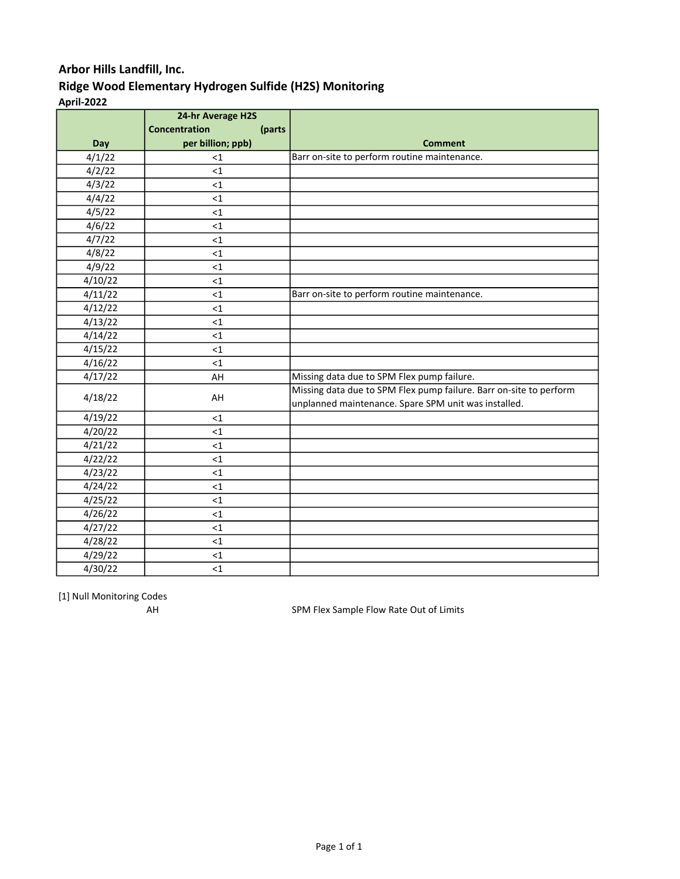**Arbor Hills Landfill, Inc.**

**Ridge Wood Elementary Hydrogen Sulfide ($H_2S$) Monitoring**

**April-2022**

| Day | 24-hr Average $H_2S$ Concentration (parts per billion; ppb) | Comment |
|---|---|---|
| 4/1/22 | <1 | Barr on-site to perform routine maintenance. |
| 4/2/22 | <1 | |
| 4/3/22 | <1 | |
| 4/4/22 | <1 | |
| 4/5/22 | <1 | |
| 4/6/22 | <1 | |
| 4/7/22 | <1 | |
| 4/8/22 | <1 | |
| 4/9/22 | <1 | |
| 4/10/22 | <1 | |
| 4/11/22 | <1 | Barr on-site to perform routine maintenance. |
| 4/12/22 | <1 | |
| 4/13/22 | <1 | |
| 4/14/22 | <1 | |
| 4/15/22 | <1 | |
| 4/16/22 | <1 | |
| 4/17/22 | AH | Missing data due to SPM Flex pump failure. |
| 4/18/22 | AH | Missing data due to SPM Flex pump failure. Barr on-site to perform unplanned maintenance. Spare SPM unit was installed. |
| 4/19/22 | <1 | |
| 4/20/22 | <1 | |
| 4/21/22 | <1 | |
| 4/22/22 | <1 | |
| 4/23/22 | <1 | |
| 4/24/22 | <1 | |
| 4/25/22 | <1 | |
| 4/26/22 | <1 | |
| 4/27/22 | <1 | |
| 4/28/22 | <1 | |
| 4/29/22 | <1 | |
| 4/30/22 | <1 | |

[1] Null Monitoring Codes

AH SPM Flex Sample Flow Rate Out of Limits